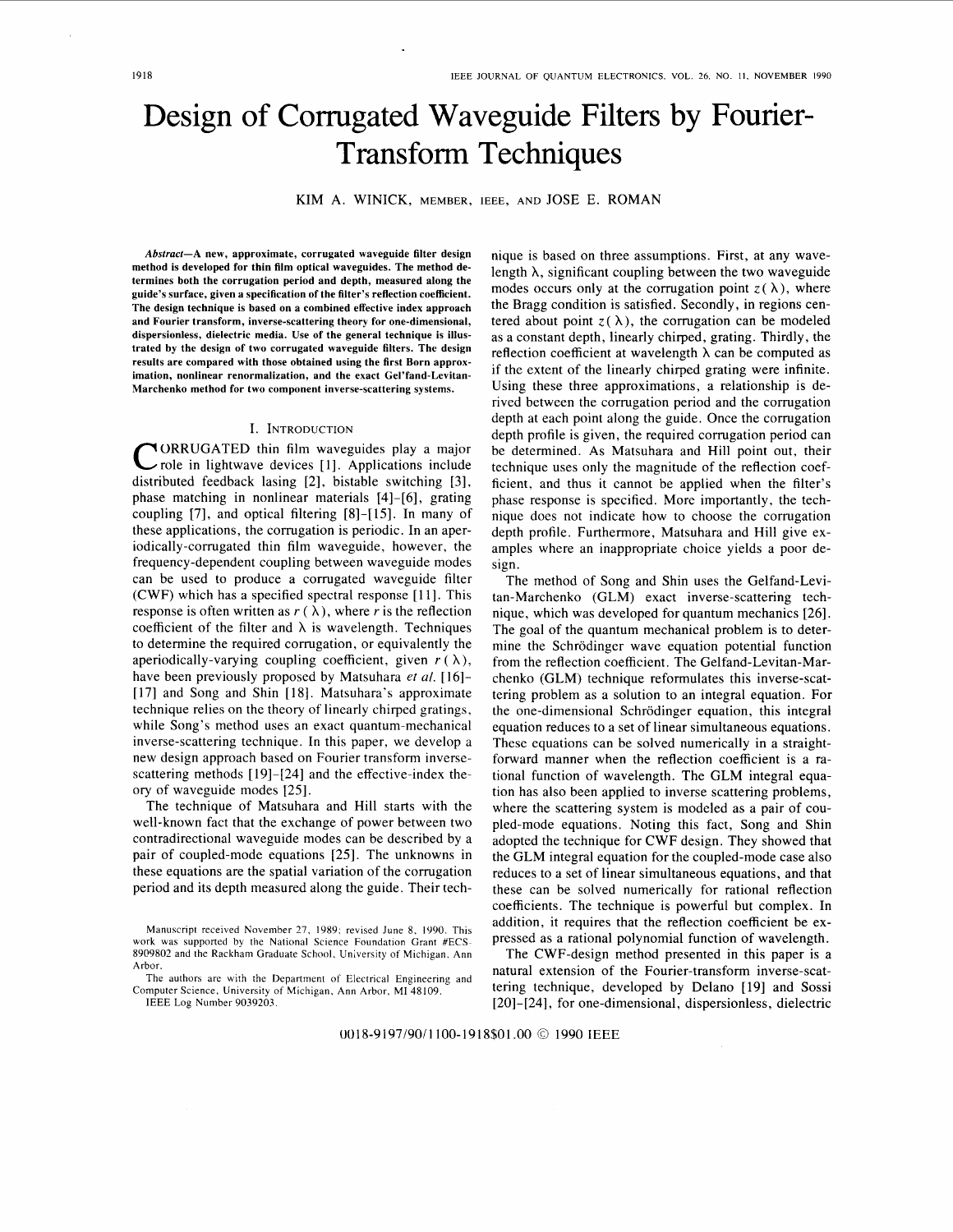# Design of Corrugated Waveguide Filters by Fourier-Transform Techniques

KIM A. WINICK, MEMBER, IEEE, AND JOSE E. ROMAN

***Abstract*—A new, approximate, corrugated waveguide filter design method is developed for thin film optical waveguides. The method determines both the corrugation period and depth, measured along the guide's surface, given a specification of the filter's reflection coefficient. The design technique is based on a combined effective index approach and Fourier transform, inverse-scattering theory for one-dimensional, dispersionless, dielectric media. Use of the general technique is illustrated by the design of two corrugated waveguide filters. The design results are compared with those obtained using the first Born approximation, nonlinear renormalization, and the exact Gel'fand-Levitan-Marchenko method for two component inverse-scattering systems.**

## I. Introduction

Corrugated thin film waveguides play a major role in lightwave devices [1]. Applications include distributed feedback lasing [2], bistable switching [3], phase matching in nonlinear materials [4]–[6], grating coupling [7], and optical filtering [8]–[15]. In many of these applications, the corrugation is periodic. In an aperiodically-corrugated thin film waveguide, however, the frequency-dependent coupling between waveguide modes can be used to produce a corrugated waveguide filter (CWF) which has a specified spectral response [11]. This response is often written as $r(\lambda)$, where $r$ is the reflection coefficient of the filter and $\lambda$ is wavelength. Techniques to determine the required corrugation, or equivalently the aperiodically-varying coupling coefficient, given $r(\lambda)$, have been previously proposed by Matsuhara *et al.* [16]–[17] and Song and Shin [18]. Matsuhara's approximate technique relies on the theory of linearly chirped gratings, while Song's method uses an exact quantum-mechanical inverse-scattering technique. In this paper, we develop a new design approach based on Fourier transform inverse-scattering methods [19]–[24] and the effective-index theory of waveguide modes [25].

The technique of Matsuhara and Hill starts with the well-known fact that the exchange of power between two contradirectional waveguide modes can be described by a pair of coupled-mode equations [25]. The unknowns in these equations are the spatial variation of the corrugation period and its depth measured along the guide. Their technique is based on three assumptions. First, at any wavelength $\lambda$, significant coupling between the two waveguide modes occurs only at the corrugation point $z(\lambda)$, where the Bragg condition is satisfied. Secondly, in regions centered about point $z(\lambda)$, the corrugation can be modeled as a constant depth, linearly chirped, grating. Thirdly, the reflection coefficient at wavelength $\lambda$ can be computed as if the extent of the linearly chirped grating were infinite. Using these three approximations, a relationship is derived between the corrugation period and the corrugation depth at each point along the guide. Once the corrugation depth profile is given, the required corrugation period can be determined. As Matsuhara and Hill point out, their technique uses only the magnitude of the reflection coefficient, and thus it cannot be applied when the filter's phase response is specified. More importantly, the technique does not indicate how to choose the corrugation depth profile. Furthermore, Matsuhara and Hill give examples where an inappropriate choice yields a poor design.

The method of Song and Shin uses the Gelfand-Levitan-Marchenko (GLM) exact inverse-scattering technique, which was developed for quantum mechanics [26]. The goal of the quantum mechanical problem is to determine the Schrödinger wave equation potential function from the reflection coefficient. The Gelfand-Levitan-Marchenko (GLM) technique reformulates this inverse-scattering problem as a solution to an integral equation. For the one-dimensional Schrödinger equation, this integral equation reduces to a set of linear simultaneous equations. These equations can be solved numerically in a straightforward manner when the reflection coefficient is a rational function of wavelength. The GLM integral equation has also been applied to inverse scattering problems, where the scattering system is modeled as a pair of coupled-mode equations. Noting this fact, Song and Shin adopted the technique for CWF design. They showed that the GLM integral equation for the coupled-mode case also reduces to a set of linear simultaneous equations, and that these can be solved numerically for rational reflection coefficients. The technique is powerful but complex. In addition, it requires that the reflection coefficient be expressed as a rational polynomial function of wavelength.

The CWF-design method presented in this paper is a natural extension of the Fourier-transform inverse-scattering technique, developed by Delano [19] and Sossi [20]–[24], for one-dimensional, dispersionless, dielectric

Manuscript received November 27, 1989; revised June 8, 1990. This work was supported by the National Science Foundation Grant #ECS-8909802 and the Rackham Graduate School, University of Michigan, Ann Arbor.

The authors are with the Department of Electrical Engineering and Computer Science, University of Michigan, Ann Arbor, MI 48109.

IEEE Log Number 9039203.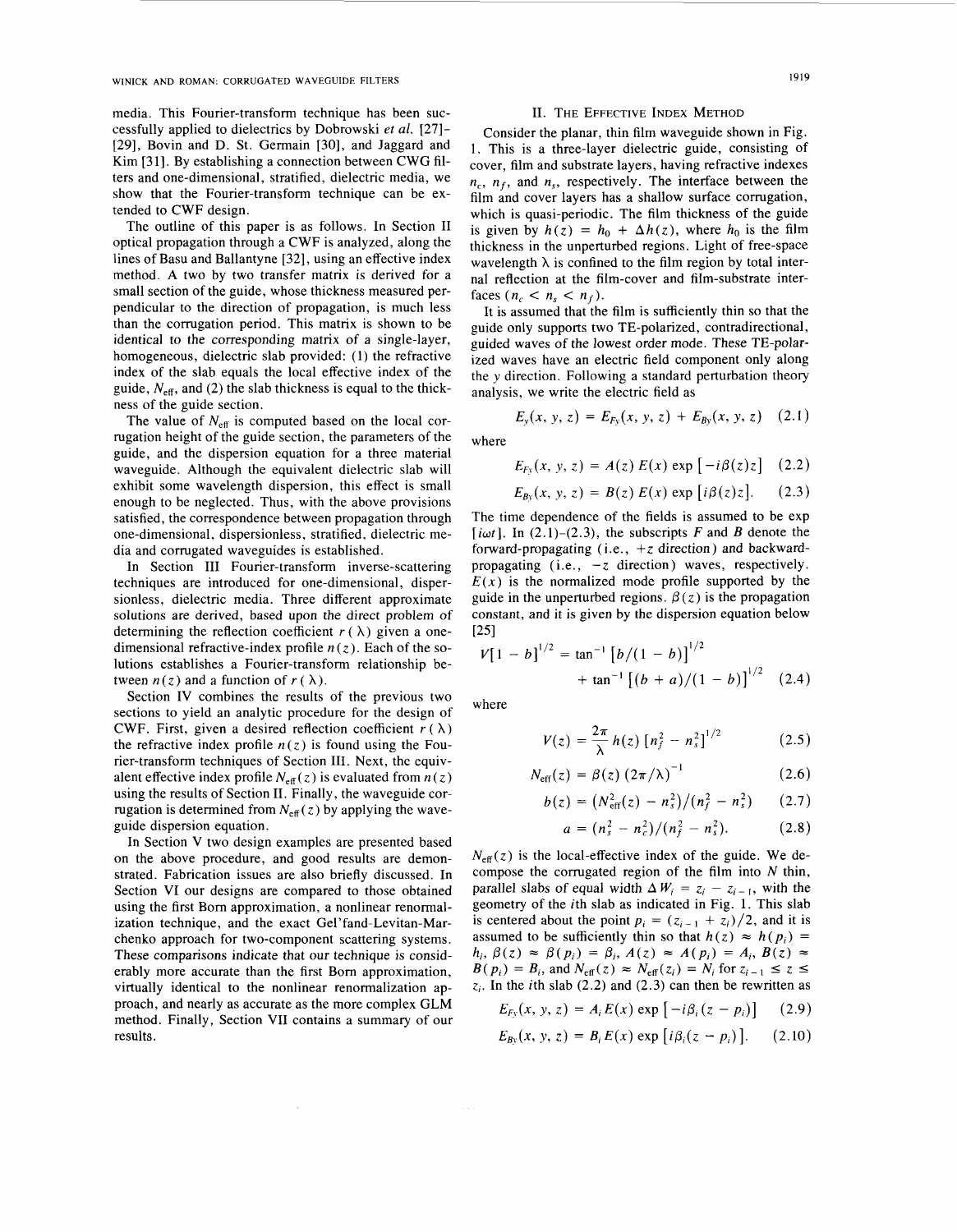media. This Fourier-transform technique has been successfully applied to dielectrics by Dobrowski *et al.* [27]–[29], Bovin and D. St. Germain [30], and Jaggard and Kim [31]. By establishing a connection between CWG filters and one-dimensional, stratified, dielectric media, we show that the Fourier-transform technique can be extended to CWF design.

The outline of this paper is as follows. In Section II optical propagation through a CWF is analyzed, along the lines of Basu and Ballantyne [32], using an effective index method. A two by two transfer matrix is derived for a small section of the guide, whose thickness measured perpendicular to the direction of propagation, is much less than the corrugation period. This matrix is shown to be identical to the corresponding matrix of a single-layer, homogeneous, dielectric slab provided: (1) the refractive index of the slab equals the local effective index of the guide, $N_{\text{eff}}$, and (2) the slab thickness is equal to the thickness of the guide section.

The value of $N_{\text{eff}}$ is computed based on the local corrugation height of the guide section, the parameters of the guide, and the dispersion equation for a three material waveguide. Although the equivalent dielectric slab will exhibit some wavelength dispersion, this effect is small enough to be neglected. Thus, with the above provisions satisfied, the correspondence between propagation through one-dimensional, dispersionless, stratified, dielectric media and corrugated waveguides is established.

In Section III Fourier-transform inverse-scattering techniques are introduced for one-dimensional, dispersionless, dielectric media. Three different approximate solutions are derived, based upon the direct problem of determining the reflection coefficient $r(\lambda)$ given a one-dimensional refractive-index profile $n(z)$. Each of the solutions establishes a Fourier-transform relationship between $n(z)$ and a function of $r(\lambda)$.

Section IV combines the results of the previous two sections to yield an analytic procedure for the design of CWF. First, given a desired reflection coefficient $r(\lambda)$ the refractive index profile $n(z)$ is found using the Fourier-transform techniques of Section III. Next, the equivalent effective index profile $N_{\text{eff}}(z)$ is evaluated from $n(z)$ using the results of Section II. Finally, the waveguide corrugation is determined from $N_{\text{eff}}(z)$ by applying the waveguide dispersion equation.

In Section V two design examples are presented based on the above procedure, and good results are demonstrated. Fabrication issues are also briefly discussed. In Section VI our designs are compared to those obtained using the first Born approximation, a nonlinear renormalization technique, and the exact Gel'fand-Levitan-Marchenko approach for two-component scattering systems. These comparisons indicate that our technique is considerably more accurate than the first Born approximation, virtually identical to the nonlinear renormalization approach, and nearly as accurate as the more complex GLM method. Finally, Section VII contains a summary of our results.

## II. The Effective Index Method

Consider the planar, thin film waveguide shown in Fig. 1. This is a three-layer dielectric guide, consisting of cover, film and substrate layers, having refractive indexes $n_c$, $n_f$, and $n_s$, respectively. The interface between the film and cover layers has a shallow surface corrugation, which is quasi-periodic. The film thickness of the guide is given by $h(z) = h_0 + \Delta h(z)$, where $h_0$ is the film thickness in the unperturbed regions. Light of free-space wavelength $\lambda$ is confined to the film region by total internal reflection at the film-cover and film-substrate interfaces ($n_c < n_s < n_f$).

It is assumed that the film is sufficiently thin so that the guide only supports two TE-polarized, contradirectional, guided waves of the lowest order mode. These TE-polarized waves have an electric field component only along the $y$ direction. Following a standard perturbation theory analysis, we write the electric field as

$$E_y(x, y, z) = E_{F_y}(x, y, z) + E_{B_y}(x, y, z) \quad (2.1)$$

where

$$E_{F_y}(x, y, z) = A(z)\, E(x) \exp\left[-i\beta(z)z\right] \quad (2.2)$$

$$E_{B_y}(x, y, z) = B(z)\, E(x) \exp\left[i\beta(z)z\right]. \quad (2.3)$$

The time dependence of the fields is assumed to be $\exp[i\omega t]$. In (2.1)–(2.3), the subscripts $F$ and $B$ denote the forward-propagating (i.e., $+z$ direction) and backward-propagating (i.e., $-z$ direction) waves, respectively. $E(x)$ is the normalized mode profile supported by the guide in the unperturbed regions. $\beta(z)$ is the propagation constant, and it is given by the dispersion equation below [25]

$$V[1-b]^{1/2} = \tan^{-1}\left[b/(1-b)\right]^{1/2} + \tan^{-1}\left[(b+a)/(1-b)\right]^{1/2} \quad (2.4)$$

where

$$V(z) = \frac{2\pi}{\lambda} h(z)\left[n_f^2 - n_s^2\right]^{1/2} \quad (2.5)$$

$$N_{\text{eff}}(z) = \beta(z)\,(2\pi/\lambda)^{-1} \quad (2.6)$$

$$b(z) = \left(N_{\text{eff}}^2(z) - n_s^2\right)/\left(n_f^2 - n_s^2\right) \quad (2.7)$$

$$a = \left(n_s^2 - n_c^2\right)/\left(n_f^2 - n_s^2\right). \quad (2.8)$$

$N_{\text{eff}}(z)$ is the local-effective index of the guide. We decompose the corrugated region of the film into $N$ thin, parallel slabs of equal width $\Delta W_i = z_i - z_{i-1}$, with the geometry of the $i$th slab as indicated in Fig. 1. This slab is centered about the point $p_i = (z_{i-1} + z_i)/2$, and it is assumed to be sufficiently thin so that $h(z) \approx h(p_i) = h_i$, $\beta(z) \approx \beta(p_i) = \beta_i$, $A(z) \approx A(p_i) = A_i$, $B(z) \approx B(p_i) = B_i$, and $N_{\text{eff}}(z) \approx N_{\text{eff}}(z_i) = N_i$ for $z_{i-1} \le z \le z_i$. In the $i$th slab (2.2) and (2.3) can then be rewritten as

$$E_{F_y}(x, y, z) = A_i E(x) \exp\left[-i\beta_i(z - p_i)\right] \quad (2.9)$$

$$E_{B_y}(x, y, z) = B_i E(x) \exp\left[i\beta_i(z - p_i)\right]. \quad (2.10)$$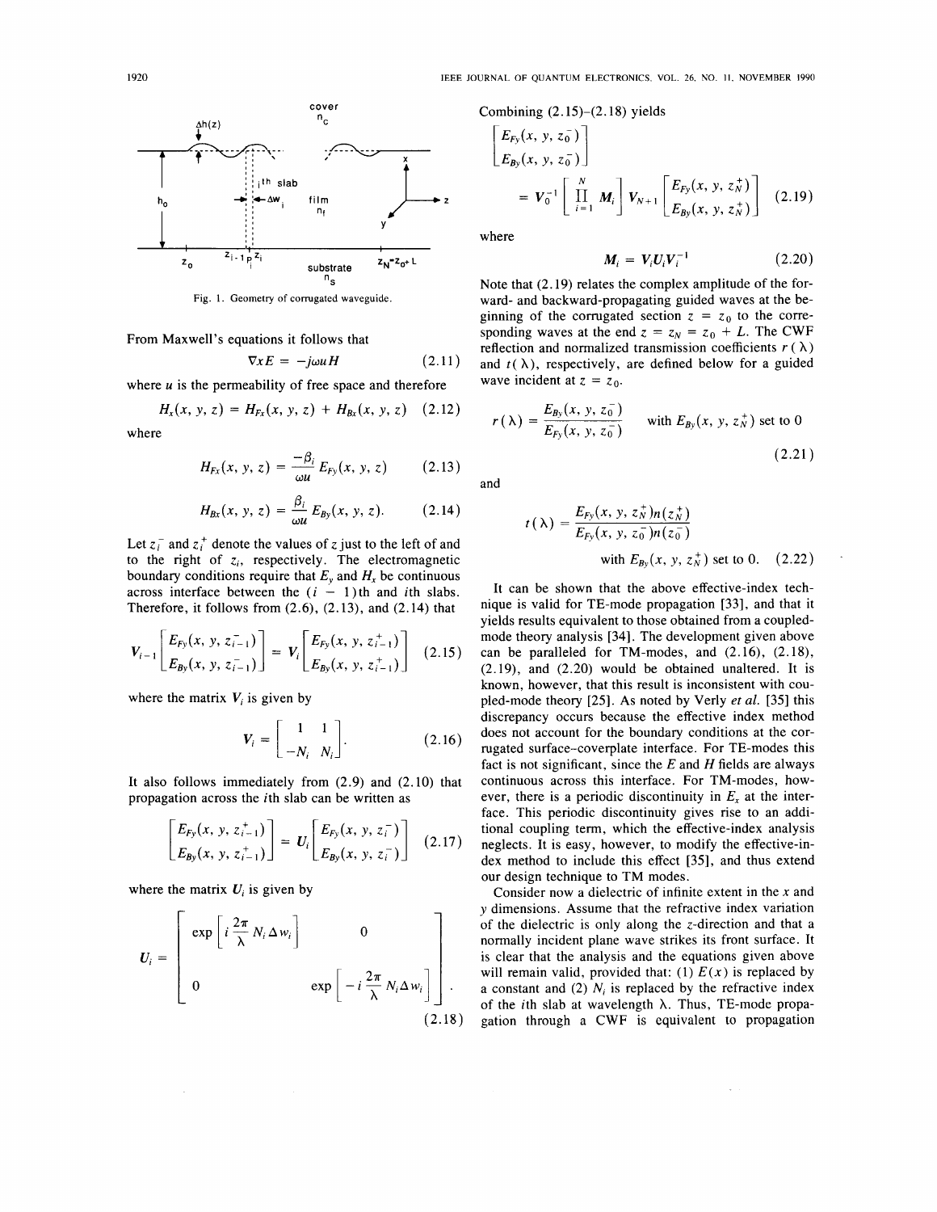Fig. 1. Geometry of corrugated waveguide.

From Maxwell's equations it follows that

$$\nabla x E = -j\omega u H \tag{2.11}$$

where $u$ is the permeability of free space and therefore

$$H_x(x, y, z) = H_{Fx}(x, y, z) + H_{Bx}(x, y, z) \tag{2.12}$$

where

$$H_{Fx}(x, y, z) = \frac{-\beta_i}{\omega u} E_{Fy}(x, y, z) \tag{2.13}$$

$$H_{Bx}(x, y, z) = \frac{\beta_i}{\omega u} E_{By}(x, y, z). \tag{2.14}$$

Let $z_i^-$ and $z_i^+$ denote the values of $z$ just to the left of and to the right of $z_i$, respectively. The electromagnetic boundary conditions require that $E_y$ and $H_x$ be continuous across interface between the $(i-1)$th and $i$th slabs. Therefore, it follows from (2.6), (2.13), and (2.14) that

$$V_{i-1}\begin{bmatrix} E_{Fy}(x, y, z_{i-1}^-) \\ E_{By}(x, y, z_{i-1}^-) \end{bmatrix} = V_i \begin{bmatrix} E_{Fy}(x, y, z_{i-1}^+) \\ E_{By}(x, y, z_{i-1}^+) \end{bmatrix} \tag{2.15}$$

where the matrix $V_i$ is given by

$$V_i = \begin{bmatrix} 1 & 1 \\ -N_i & N_i \end{bmatrix}. \tag{2.16}$$

It also follows immediately from (2.9) and (2.10) that propagation across the $i$th slab can be written as

$$\begin{bmatrix} E_{Fy}(x, y, z_{i-1}^+) \\ E_{By}(x, y, z_{i-1}^+) \end{bmatrix} = U_i \begin{bmatrix} E_{Fy}(x, y, z_i^-) \\ E_{By}(x, y, z_i^-) \end{bmatrix} \tag{2.17}$$

where the matrix $U_i$ is given by

$$U_i = \begin{bmatrix} \exp\left[i\frac{2\pi}{\lambda}N_i \Delta w_i\right] & 0 \\ 0 & \exp\left[-i\frac{2\pi}{\lambda}N_i \Delta w_i\right] \end{bmatrix}. \tag{2.18}$$

Combining (2.15)–(2.18) yields

$$\begin{bmatrix} E_{Fy}(x, y, z_0^-) \\ E_{By}(x, y, z_0^-) \end{bmatrix} = V_0^{-1}\left[\prod_{i=1}^{N} M_i\right] V_{N+1}\begin{bmatrix} E_{Fy}(x, y, z_N^+) \\ E_{By}(x, y, z_N^+) \end{bmatrix} \tag{2.19}$$

where

$$M_i = V_i U_i V_i^{-1} \tag{2.20}$$

Note that (2.19) relates the complex amplitude of the forward- and backward-propagating guided waves at the beginning of the corrugated section $z = z_0$ to the corresponding waves at the end $z = z_N = z_0 + L$. The CWF reflection and normalized transmission coefficients $r(\lambda)$ and $t(\lambda)$, respectively, are defined below for a guided wave incident at $z = z_0$.

$$r(\lambda) = \frac{E_{By}(x, y, z_0^-)}{E_{Fy}(x, y, z_0^-)} \quad \text{with } E_{By}(x, y, z_N^+) \text{ set to 0} \tag{2.21}$$

and

$$t(\lambda) = \frac{E_{Fy}(x, y, z_N^+)n(z_N^+)}{E_{Fy}(x, y, z_0^-)n(z_0^-)} \quad \text{with } E_{By}(x, y, z_N^+) \text{ set to 0.} \tag{2.22}$$

It can be shown that the above effective-index technique is valid for TE-mode propagation [33], and that it yields results equivalent to those obtained from a coupled-mode theory analysis [34]. The development given above can be paralleled for TM-modes, and (2.16), (2.18), (2.19), and (2.20) would be obtained unaltered. It is known, however, that this result is inconsistent with coupled-mode theory [25]. As noted by Verly *et al.* [35] this discrepancy occurs because the effective index method does not account for the boundary conditions at the corrugated surface–coverplate interface. For TE-modes this fact is not significant, since the $E$ and $H$ fields are always continuous across this interface. For TM-modes, however, there is a periodic discontinuity in $E_x$ at the interface. This periodic discontinuity gives rise to an additional coupling term, which the effective-index analysis neglects. It is easy, however, to modify the effective-index method to include this effect [35], and thus extend our design technique to TM modes.

Consider now a dielectric of infinite extent in the $x$ and $y$ dimensions. Assume that the refractive index variation of the dielectric is only along the $z$-direction and that a normally incident plane wave strikes its front surface. It is clear that the analysis and the equations given above will remain valid, provided that: (1) $E(x)$ is replaced by a constant and (2) $N_i$ is replaced by the refractive index of the $i$th slab at wavelength $\lambda$. Thus, TE-mode propagation through a CWF is equivalent to propagation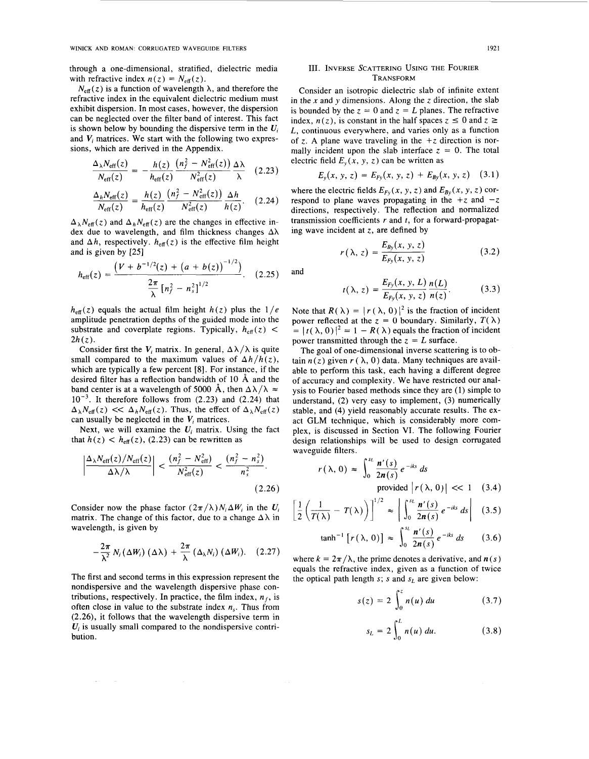through a one-dimensional, stratified, dielectric media with refractive index $n(z) = N_{\text{eff}}(z)$.

$N_{\text{eff}}(z)$ is a function of wavelength $\lambda$, and therefore the refractive index in the equivalent dielectric medium must exhibit dispersion. In most cases, however, the dispersion can be neglected over the filter band of interest. This fact is shown below by bounding the dispersive term in the $U_i$ and $V_i$ matrices. We start with the following two expressions, which are derived in the Appendix.

$$\frac{\Delta_\lambda N_{\text{eff}}(z)}{N_{\text{eff}}(z)} = -\frac{h(z)}{h_{\text{eff}}(z)} \frac{\left(n_f^2 - N_{\text{eff}}^2(z)\right)}{N_{\text{eff}}^2(z)} \frac{\Delta\lambda}{\lambda} \tag{2.23}$$

$$\frac{\Delta_h N_{\text{eff}}(z)}{N_{\text{eff}}(z)} = \frac{h(z)}{h_{\text{eff}}(z)} \frac{\left(n_f^2 - N_{\text{eff}}^2(z)\right)}{N_{\text{eff}}^2(z)} \frac{\Delta h}{h(z)}. \tag{2.24}$$

$\Delta_\lambda N_{\text{eff}}(z)$ and $\Delta_h N_{\text{eff}}(z)$ are the changes in effective index due to wavelength, and film thickness changes $\Delta\lambda$ and $\Delta h$, respectively. $h_{\text{eff}}(z)$ is the effective film height and is given by [25]

$$h_{\text{eff}}(z) = \frac{\left(V + b^{-1/2}(z) + (a + b(z))^{-1/2}\right)}{\dfrac{2\pi}{\lambda}\left[n_f^2 - n_s^2\right]^{1/2}}. \tag{2.25}$$

$h_{\text{eff}}(z)$ equals the actual film height $h(z)$ plus the $1/e$ amplitude penetration depths of the guided mode into the substrate and coverplate regions. Typically, $h_{\text{eff}}(z) < 2h(z)$.

Consider first the $V_i$ matrix. In general, $\Delta\lambda/\lambda$ is quite small compared to the maximum values of $\Delta h/h(z)$, which are typically a few percent [8]. For instance, if the desired filter has a reflection bandwidth of 10 Å and the band center is at a wavelength of 5000 Å, then $\Delta\lambda/\lambda \approx 10^{-3}$. It therefore follows from (2.23) and (2.24) that $\Delta_\lambda N_{\text{eff}}(z) \ll \Delta_h N_{\text{eff}}(z)$. Thus, the effect of $\Delta_\lambda N_{\text{eff}}(z)$ can usually be neglected in the $V_i$ matrices.

Next, we will examine the $U_i$ matrix. Using the fact that $h(z) < h_{\text{eff}}(z)$, (2.23) can be rewritten as

$$\left|\frac{\Delta_\lambda N_{\text{eff}}(z)/N_{\text{eff}}(z)}{\Delta\lambda/\lambda}\right| < \frac{(n_f^2 - N_{\text{eff}}^2)}{N_{\text{eff}}^2(z)} < \frac{(n_f^2 - n_s^2)}{n_s^2}. \tag{2.26}$$

Consider now the phase factor $(2\pi/\lambda)N_i\Delta W_i$ in the $U_i$ matrix. The change of this factor, due to a change $\Delta\lambda$ in wavelength, is given by

$$-\frac{2\pi}{\lambda^2} N_i(\Delta W_i)(\Delta\lambda) + \frac{2\pi}{\lambda}(\Delta_\lambda N_i)(\Delta W_i). \tag{2.27}$$

The first and second terms in this expression represent the nondispersive and the wavelength dispersive phase contributions, respectively. In practice, the film index, $n_f$, is often close in value to the substrate index $n_s$. Thus from (2.26), it follows that the wavelength dispersive term in $U_i$ is usually small compared to the nondispersive contribution.

## III. Inverse Scattering Using the Fourier Transform

Consider an isotropic dielectric slab of infinite extent in the $x$ and $y$ dimensions. Along the $z$ direction, the slab is bounded by the $z = 0$ and $z = L$ planes. The refractive index, $n(z)$, is constant in the half spaces $z \leq 0$ and $z \geq L$, continuous everywhere, and varies only as a function of $z$. A plane wave traveling in the $+z$ direction is normally incident upon the slab interface $z = 0$. The total electric field $E_y(x, y, z)$ can be written as

$$E_y(x, y, z) = E_{Fy}(x, y, z) + E_{By}(x, y, z) \tag{3.1}$$

where the electric fields $E_{Fy}(x, y, z)$ and $E_{By}(x, y, z)$ correspond to plane waves propagating in the $+z$ and $-z$ directions, respectively. The reflection and normalized transmission coefficients $r$ and $t$, for a forward-propagating wave incident at $z$, are defined by

$$r(\lambda, z) = \frac{E_{By}(x, y, z)}{E_{Fy}(x, y, z)} \tag{3.2}$$

and

$$t(\lambda, z) = \frac{E_{Fy}(x, y, L)}{E_{Fy}(x, y, z)} \frac{n(L)}{n(z)}. \tag{3.3}$$

Note that $R(\lambda) = |r(\lambda, 0)|^2$ is the fraction of incident power reflected at the $z = 0$ boundary. Similarly, $T(\lambda) = |t(\lambda, 0)|^2 = 1 - R(\lambda)$ equals the fraction of incident power transmitted through the $z = L$ surface.

The goal of one-dimensional inverse scattering is to obtain $n(z)$ given $r(\lambda, 0)$ data. Many techniques are available to perform this task, each having a different degree of accuracy and complexity. We have restricted our analysis to Fourier based methods since they are (1) simple to understand, (2) very easy to implement, (3) numerically stable, and (4) yield reasonably accurate results. The exact GLM technique, which is considerably more complex, is discussed in Section VI. The following Fourier design relationships will be used to design corrugated waveguide filters.

$$r(\lambda, 0) \approx \int_0^{s_L} \frac{\boldsymbol{n}'(s)}{2\boldsymbol{n}(s)} e^{-iks}\, ds \quad \text{provided } |r(\lambda, 0)| \ll 1 \tag{3.4}$$

$$\left[\frac{1}{2}\left(\frac{1}{T(\lambda)} - T(\lambda)\right)\right]^{1/2} \approx \left|\int_0^{s_L} \frac{\boldsymbol{n}'(s)}{2\boldsymbol{n}(s)} e^{-iks}\, ds\right| \tag{3.5}$$

$$\tanh^{-1}\left[r(\lambda, 0)\right] \approx \int_0^{s_L} \frac{\boldsymbol{n}'(s)}{2\boldsymbol{n}(s)} e^{-iks}\, ds \tag{3.6}$$

where $k = 2\pi/\lambda$, the prime denotes a derivative, and $\boldsymbol{n}(s)$ equals the refractive index, given as a function of twice the optical path length $s$; $s$ and $s_L$ are given below:

$$s(z) = 2\int_0^z n(u)\, du \tag{3.7}$$

$$s_L = 2\int_0^L n(u)\, du. \tag{3.8}$$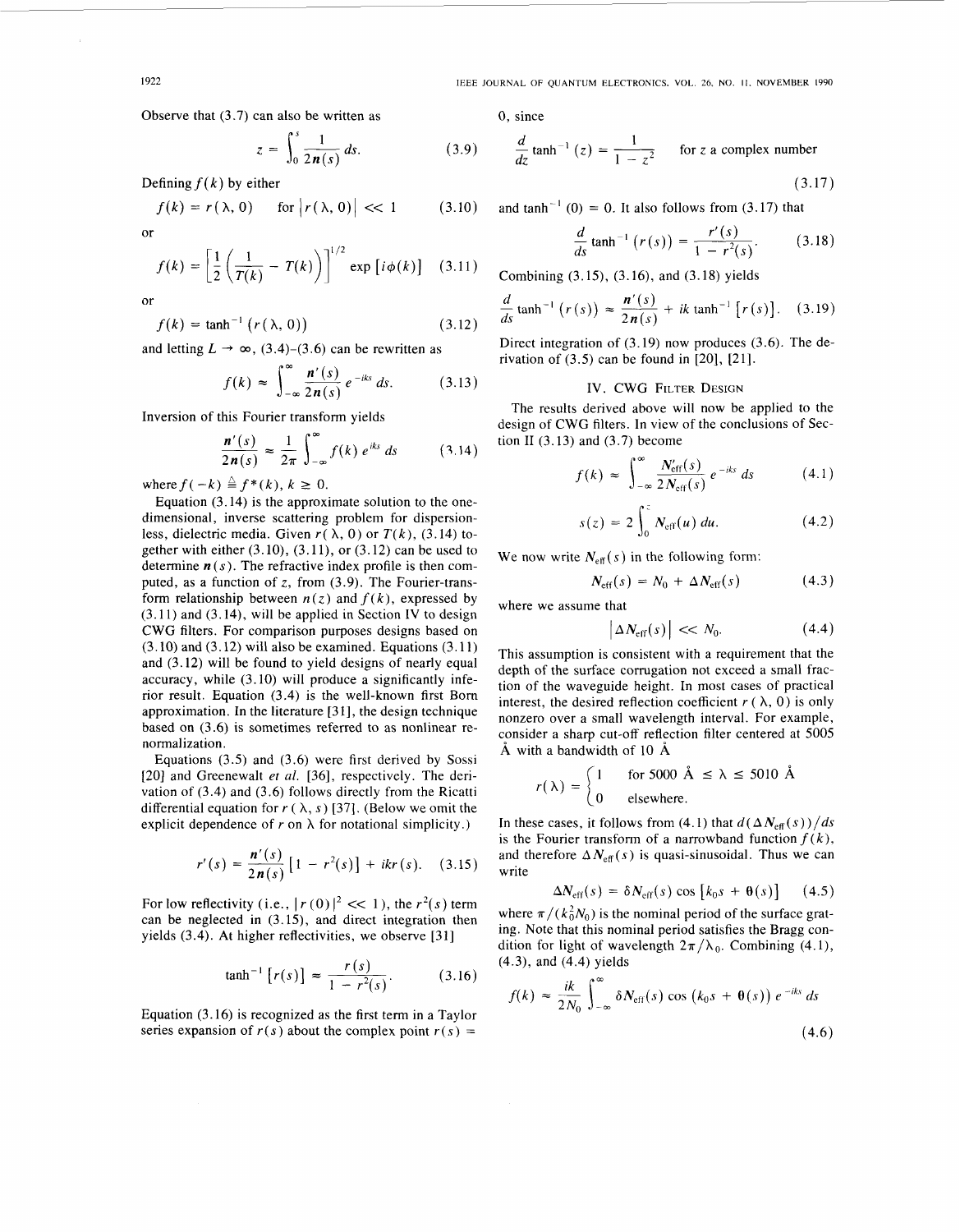Observe that (3.7) can also be written as

$$z = \int_0^s \frac{1}{2\boldsymbol{n}(s)}\, ds. \tag{3.9}$$

Defining $f(k)$ by either

$$f(k) = r(\lambda, 0) \qquad \text{for } |r(\lambda, 0)| \ll 1 \tag{3.10}$$

or

$$f(k) = \left[\frac{1}{2}\left(\frac{1}{T(k)} - T(k)\right)\right]^{1/2} \exp\left[i\phi(k)\right] \tag{3.11}$$

or

$$f(k) = \tanh^{-1}\left(r(\lambda, 0)\right) \tag{3.12}$$

and letting $L \to \infty$, (3.4)–(3.6) can be rewritten as

$$f(k) \approx \int_{-\infty}^{\infty} \frac{\boldsymbol{n}'(s)}{2\boldsymbol{n}(s)} e^{-iks}\, ds. \tag{3.13}$$

Inversion of this Fourier transform yields

$$\frac{\boldsymbol{n}'(s)}{2\boldsymbol{n}(s)} \approx \frac{1}{2\pi} \int_{-\infty}^{\infty} f(k)\, e^{iks}\, ds \tag{3.14}$$

where $f(-k) \triangleq f^*(k)$, $k \geq 0$.

Equation (3.14) is the approximate solution to the one-dimensional, inverse scattering problem for dispersionless, dielectric media. Given $r(\lambda, 0)$ or $T(k)$, (3.14) together with either (3.10), (3.11), or (3.12) can be used to determine $\boldsymbol{n}(s)$. The refractive index profile is then computed, as a function of $z$, from (3.9). The Fourier-transform relationship between $n(z)$ and $f(k)$, expressed by (3.11) and (3.14), will be applied in Section IV to design CWG filters. For comparison purposes designs based on (3.10) and (3.12) will also be examined. Equations (3.11) and (3.12) will be found to yield designs of nearly equal accuracy, while (3.10) will produce a significantly inferior result. Equation (3.4) is the well-known first Born approximation. In the literature [31], the design technique based on (3.6) is sometimes referred to as nonlinear renormalization.

Equations (3.5) and (3.6) were first derived by Sossi [20] and Greenewalt *et al.* [36], respectively. The derivation of (3.4) and (3.6) follows directly from the Ricatti differential equation for $r(\lambda, s)$ [37]. (Below we omit the explicit dependence of $r$ on $\lambda$ for notational simplicity.)

$$r'(s) = \frac{\boldsymbol{n}'(s)}{2\boldsymbol{n}(s)}\left[1 - r^2(s)\right] + ikr(s). \tag{3.15}$$

For low reflectivity (i.e., $|r(0)|^2 \ll 1$), the $r^2(s)$ term can be neglected in (3.15), and direct integration then yields (3.4). At higher reflectivities, we observe [31]

$$\tanh^{-1}\left[r(s)\right] \approx \frac{r(s)}{1 - r^2(s)}. \tag{3.16}$$

Equation (3.16) is recognized as the first term in a Taylor series expansion of $r(s)$ about the complex point $r(s) = 0$, since

$$\frac{d}{dz}\tanh^{-1}(z) = \frac{1}{1 - z^2} \qquad \text{for } z \text{ a complex number} \tag{3.17}$$

and $\tanh^{-1}(0) = 0$. It also follows from (3.17) that

$$\frac{d}{ds}\tanh^{-1}\left(r(s)\right) = \frac{r'(s)}{1 - r^2(s)}. \tag{3.18}$$

Combining (3.15), (3.16), and (3.18) yields

$$\frac{d}{ds}\tanh^{-1}\left(r(s)\right) \approx \frac{\boldsymbol{n}'(s)}{2\boldsymbol{n}(s)} + ik\tanh^{-1}\left[r(s)\right]. \tag{3.19}$$

Direct integration of (3.19) now produces (3.6). The derivation of (3.5) can be found in [20], [21].

## IV. CWG Filter Design

The results derived above will now be applied to the design of CWG filters. In view of the conclusions of Section II (3.13) and (3.7) become

$$f(k) \approx \int_{-\infty}^{\infty} \frac{N'_{\text{eff}}(s)}{2N_{\text{eff}}(s)} e^{-iks}\, ds \tag{4.1}$$

$$s(z) = 2\int_0^z N_{\text{eff}}(u)\, du. \tag{4.2}$$

We now write $N_{\text{eff}}(s)$ in the following form:

$$N_{\text{eff}}(s) = N_0 + \Delta N_{\text{eff}}(s) \tag{4.3}$$

where we assume that

$$|\Delta N_{\text{eff}}(s)| \ll N_0. \tag{4.4}$$

This assumption is consistent with a requirement that the depth of the surface corrugation not exceed a small fraction of the waveguide height. In most cases of practical interest, the desired reflection coefficient $r(\lambda, 0)$ is only nonzero over a small wavelength interval. For example, consider a sharp cut-off reflection filter centered at 5005 Å with a bandwidth of 10 Å

$$r(\lambda) = \begin{cases} 1 & \text{for } 5000\ \text{Å} \leq \lambda \leq 5010\ \text{Å} \\ 0 & \text{elsewhere.} \end{cases}$$

In these cases, it follows from (4.1) that $d(\Delta N_{\text{eff}}(s))/ds$ is the Fourier transform of a narrowband function $f(k)$, and therefore $\Delta N_{\text{eff}}(s)$ is quasi-sinusoidal. Thus we can write

$$\Delta N_{\text{eff}}(s) = \delta N_{\text{eff}}(s) \cos\left[k_0 s + \theta(s)\right] \tag{4.5}$$

where $\pi/(k_0^2 N_0)$ is the nominal period of the surface grating. Note that this nominal period satisfies the Bragg condition for light of wavelength $2\pi/\lambda_0$. Combining (4.1), (4.3), and (4.4) yields

$$f(k) \approx \frac{ik}{2N_0}\int_{-\infty}^{\infty} \delta N_{\text{eff}}(s) \cos\left(k_0 s + \theta(s)\right) e^{-iks}\, ds \tag{4.6}$$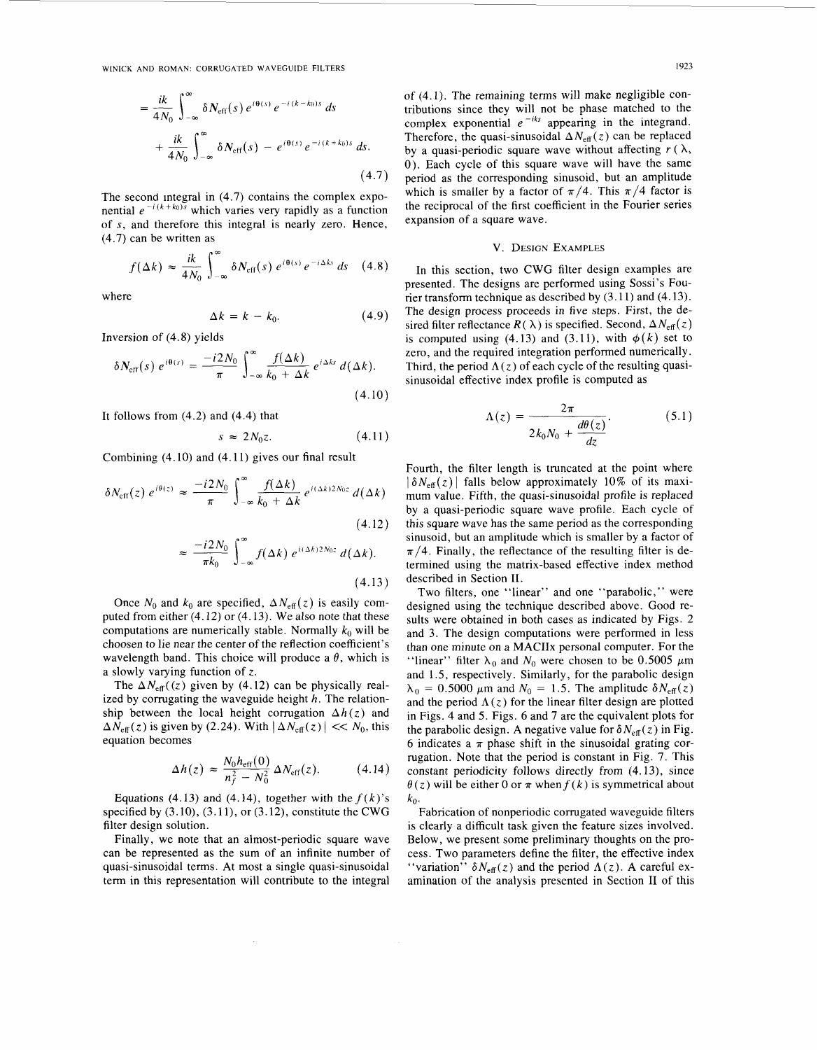$$= \frac{ik}{4N_0} \int_{-\infty}^{\infty} \delta N_{\text{eff}}(s)\, e^{i\theta(s)}\, e^{-i(k-k_0)s}\, ds$$

$$+ \frac{ik}{4N_0} \int_{-\infty}^{\infty} \delta N_{\text{eff}}(s) - e^{i\theta(s)}\, e^{-i(k+k_0)s}\, ds. \tag{4.7}$$

The second integral in (4.7) contains the complex exponential $e^{-i(k+k_0)s}$ which varies very rapidly as a function of $s$, and therefore this integral is nearly zero. Hence, (4.7) can be written as

$$f(\Delta k) \approx \frac{ik}{4N_0} \int_{-\infty}^{\infty} \delta N_{\text{eff}}(s)\, e^{i\theta(s)}\, e^{-i\Delta k s}\, ds \tag{4.8}$$

where

$$\Delta k = k - k_0. \tag{4.9}$$

Inversion of (4.8) yields

$$\delta N_{\text{eff}}(s)\, e^{i\theta(s)} = \frac{-i2N_0}{\pi} \int_{-\infty}^{\infty} \frac{f(\Delta k)}{k_0 + \Delta k}\, e^{i\Delta k s}\, d(\Delta k). \tag{4.10}$$

It follows from (4.2) and (4.4) that

$$s \approx 2N_0 z. \tag{4.11}$$

Combining (4.10) and (4.11) gives our final result

$$\delta N_{\text{eff}}(z)\, e^{i\theta(z)} \approx \frac{-i2N_0}{\pi} \int_{-\infty}^{\infty} \frac{f(\Delta k)}{k_0 + \Delta k}\, e^{i(\Delta k)2N_0 z}\, d(\Delta k) \tag{4.12}$$

$$\approx \frac{-i2N_0}{\pi k_0} \int_{-\infty}^{\infty} f(\Delta k)\, e^{i(\Delta k)2N_0 z}\, d(\Delta k). \tag{4.13}$$

Once $N_0$ and $k_0$ are specified, $\Delta N_{\text{eff}}(z)$ is easily computed from either (4.12) or (4.13). We also note that these computations are numerically stable. Normally $k_0$ will be choosen to lie near the center of the reflection coefficient's wavelength band. This choice will produce a $\theta$, which is a slowly varying function of $z$.

The $\Delta N_{\text{eff}}((z)$ given by (4.12) can be physically realized by corrugating the waveguide height $h$. The relationship between the local height corrugation $\Delta h(z)$ and $\Delta N_{\text{eff}}(z)$ is given by (2.24). With $|\Delta N_{\text{eff}}(z)| << N_0$, this equation becomes

$$\Delta h(z) \approx \frac{N_0 h_{\text{eff}}(0)}{n_f^2 - N_0^2}\, \Delta N_{\text{eff}}(z). \tag{4.14}$$

Equations (4.13) and (4.14), together with the $f(k)$'s specified by (3.10), (3.11), or (3.12), constitute the CWG filter design solution.

Finally, we note that an almost-periodic square wave can be represented as the sum of an infinite number of quasi-sinusoidal terms. At most a single quasi-sinusoidal term in this representation will contribute to the integral of (4.1). The remaining terms will make negligible contributions since they will not be phase matched to the complex exponential $e^{-iks}$ appearing in the integrand. Therefore, the quasi-sinusoidal $\Delta N_{\text{eff}}(z)$ can be replaced by a quasi-periodic square wave without affecting $r(\lambda, 0)$. Each cycle of this square wave will have the same period as the corresponding sinusoid, but an amplitude which is smaller by a factor of $\pi/4$. This $\pi/4$ factor is the reciprocal of the first coefficient in the Fourier series expansion of a square wave.

## V. Design Examples

In this section, two CWG filter design examples are presented. The designs are performed using Sossi's Fourier transform technique as described by (3.11) and (4.13). The design process proceeds in five steps. First, the desired filter reflectance $R(\lambda)$ is specified. Second, $\Delta N_{\text{eff}}(z)$ is computed using (4.13) and (3.11), with $\phi(k)$ set to zero, and the required integration performed numerically. Third, the period $\Lambda(z)$ of each cycle of the resulting quasi-sinusoidal effective index profile is computed as

$$\Lambda(z) = \frac{2\pi}{2k_0 N_0 + \dfrac{d\theta(z)}{dz}}. \tag{5.1}$$

Fourth, the filter length is truncated at the point where $|\delta N_{\text{eff}}(z)|$ falls below approximately 10% of its maximum value. Fifth, the quasi-sinusoidal profile is replaced by a quasi-periodic square wave profile. Each cycle of this square wave has the same period as the corresponding sinusoid, but an amplitude which is smaller by a factor of $\pi/4$. Finally, the reflectance of the resulting filter is determined using the matrix-based effective index method described in Section II.

Two filters, one "linear" and one "parabolic," were designed using the technique described above. Good results were obtained in both cases as indicated by Figs. 2 and 3. The design computations were performed in less than one minute on a MACIIx personal computer. For the "linear" filter $\lambda_0$ and $N_0$ were chosen to be 0.5005 $\mu$m and 1.5, respectively. Similarly, for the parabolic design $\lambda_0 = 0.5000$ $\mu$m and $N_0 = 1.5$. The amplitude $\delta N_{\text{eff}}(z)$ and the period $\Lambda(z)$ for the linear filter design are plotted in Figs. 4 and 5. Figs. 6 and 7 are the equivalent plots for the parabolic design. A negative value for $\delta N_{\text{eff}}(z)$ in Fig. 6 indicates a $\pi$ phase shift in the sinusoidal grating corrugation. Note that the period is constant in Fig. 7. This constant periodicity follows directly from (4.13), since $\theta(z)$ will be either 0 or $\pi$ when $f(k)$ is symmetrical about $k_0$.

Fabrication of nonperiodic corrugated waveguide filters is clearly a difficult task given the feature sizes involved. Below, we present some preliminary thoughts on the process. Two parameters define the filter, the effective index "variation" $\delta N_{\text{eff}}(z)$ and the period $\Lambda(z)$. A careful examination of the analysis presented in Section II of this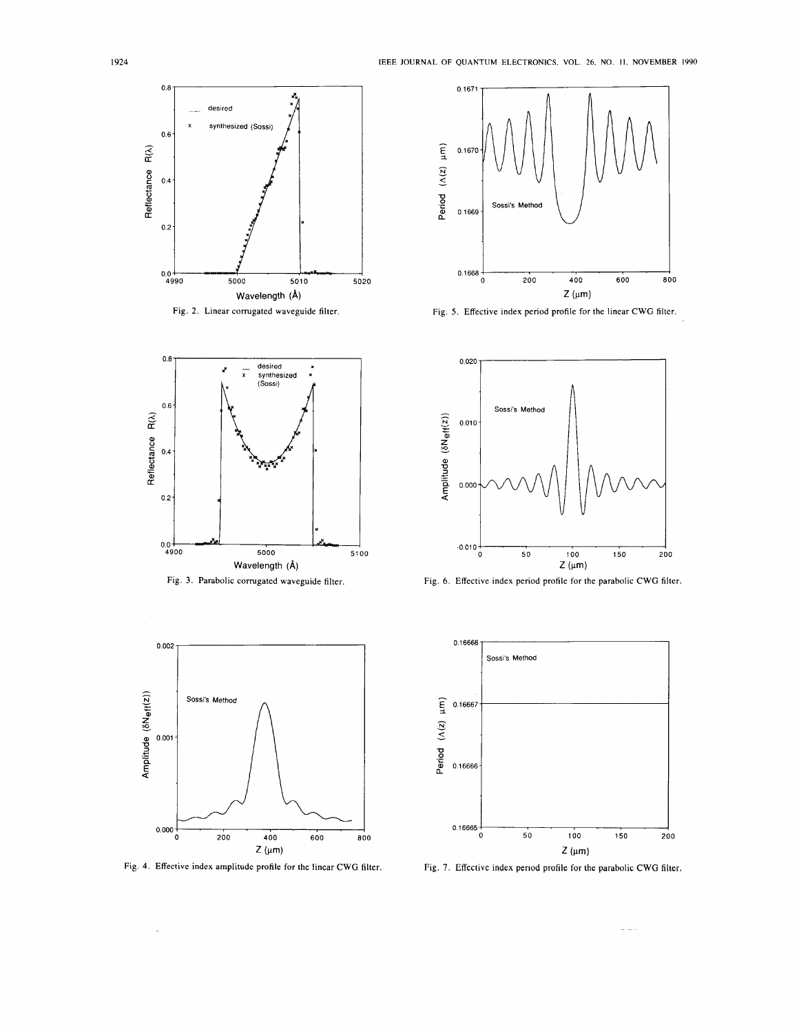Fig. 2. Linear corrugated waveguide filter.

Fig. 3. Parabolic corrugated waveguide filter.

Fig. 4. Effective index amplitude profile for the linear CWG filter.

Fig. 5. Effective index period profile for the linear CWG filter.

Fig. 6. Effective index period profile for the parabolic CWG filter.

Fig. 7. Effective index period profile for the parabolic CWG filter.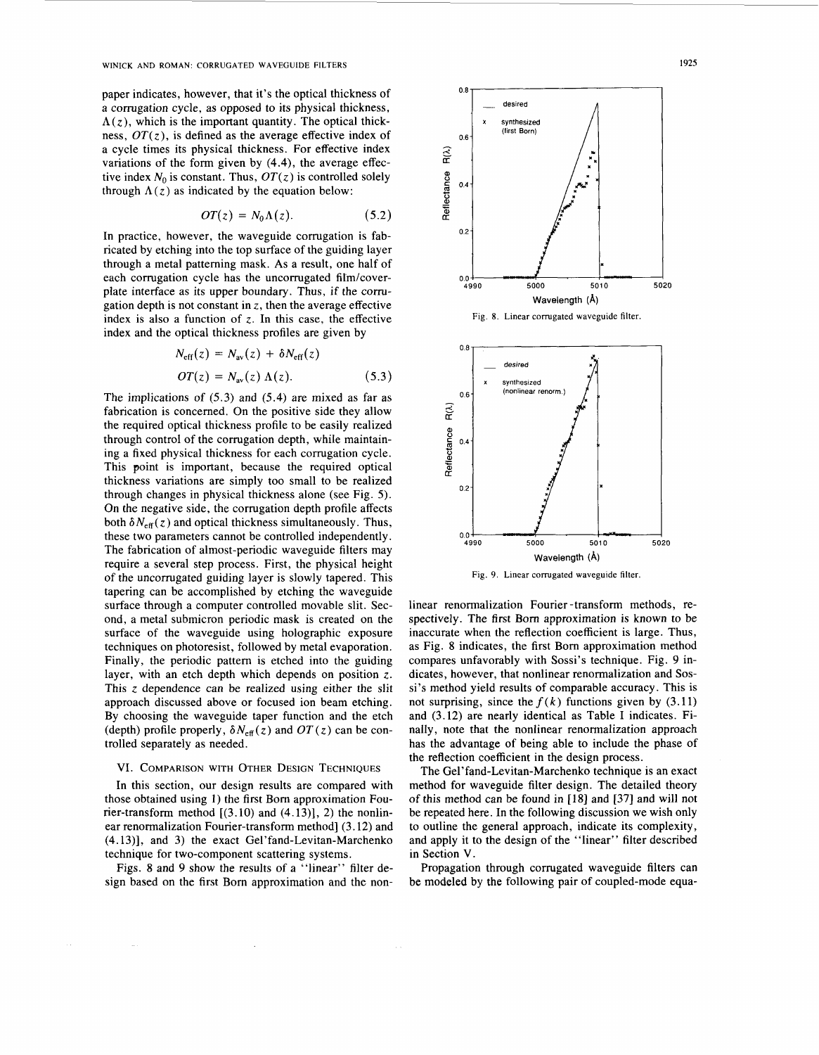paper indicates, however, that it's the optical thickness of a corrugation cycle, as opposed to its physical thickness, $\Lambda(z)$, which is the important quantity. The optical thickness, $OT(z)$, is defined as the average effective index of a cycle times its physical thickness. For effective index variations of the form given by (4.4), the average effective index $N_0$ is constant. Thus, $OT(z)$ is controlled solely through $\Lambda(z)$ as indicated by the equation below:

$$OT(z) = N_0 \Lambda(z). \tag{5.2}$$

In practice, however, the waveguide corrugation is fabricated by etching into the top surface of the guiding layer through a metal patterning mask. As a result, one half of each corrugation cycle has the uncorrugated film/coverplate interface as its upper boundary. Thus, if the corrugation depth is not constant in $z$, then the average effective index is also a function of $z$. In this case, the effective index and the optical thickness profiles are given by

$$N_{\text{eff}}(z) = N_{\text{av}}(z) + \delta N_{\text{eff}}(z)$$
$$OT(z) = N_{\text{av}}(z)\,\Lambda(z). \tag{5.3}$$

The implications of (5.3) and (5.4) are mixed as far as fabrication is concerned. On the positive side they allow the required optical thickness profile to be easily realized through control of the corrugation depth, while maintaining a fixed physical thickness for each corrugation cycle. This point is important, because the required optical thickness variations are simply too small to be realized through changes in physical thickness alone (see Fig. 5). On the negative side, the corrugation depth profile affects both $\delta N_{\text{eff}}(z)$ and optical thickness simultaneously. Thus, these two parameters cannot be controlled independently. The fabrication of almost-periodic waveguide filters may require a several step process. First, the physical height of the uncorrugated guiding layer is slowly tapered. This tapering can be accomplished by etching the waveguide surface through a computer controlled movable slit. Second, a metal submicron periodic mask is created on the surface of the waveguide using holographic exposure techniques on photoresist, followed by metal evaporation. Finally, the periodic pattern is etched into the guiding layer, with an etch depth which depends on position $z$. This $z$ dependence can be realized using either the slit approach discussed above or focused ion beam etching. By choosing the waveguide taper function and the etch (depth) profile properly, $\delta N_{\text{eff}}(z)$ and $OT(z)$ can be controlled separately as needed.

## VI. Comparison with Other Design Techniques

In this section, our design results are compared with those obtained using 1) the first Born approximation Fourier-transform method [(3.10) and (4.13)], 2) the nonlinear renormalization Fourier-transform method] (3.12) and (4.13)], and 3) the exact Gel'fand-Levitan-Marchenko technique for two-component scattering systems.

Figs. 8 and 9 show the results of a "linear" filter design based on the first Born approximation and the nonlinear renormalization Fourier-transform methods, respectively. The first Born approximation is known to be inaccurate when the reflection coefficient is large. Thus, as Fig. 8 indicates, the first Born approximation method compares unfavorably with Sossi's technique. Fig. 9 indicates, however, that nonlinear renormalization and Sossi's method yield results of comparable accuracy. This is not surprising, since the $f(k)$ functions given by (3.11) and (3.12) are nearly identical as Table I indicates. Finally, note that the nonlinear renormalization approach has the advantage of being able to include the phase of the reflection coefficient in the design process.

Fig. 8. Linear corrugated waveguide filter.

Fig. 9. Linear corrugated waveguide filter.

The Gel'fand-Levitan-Marchenko technique is an exact method for waveguide filter design. The detailed theory of this method can be found in [18] and [37] and will not be repeated here. In the following discussion we wish only to outline the general approach, indicate its complexity, and apply it to the design of the "linear" filter described in Section V.

Propagation through corrugated waveguide filters can be modeled by the following pair of coupled-mode equa-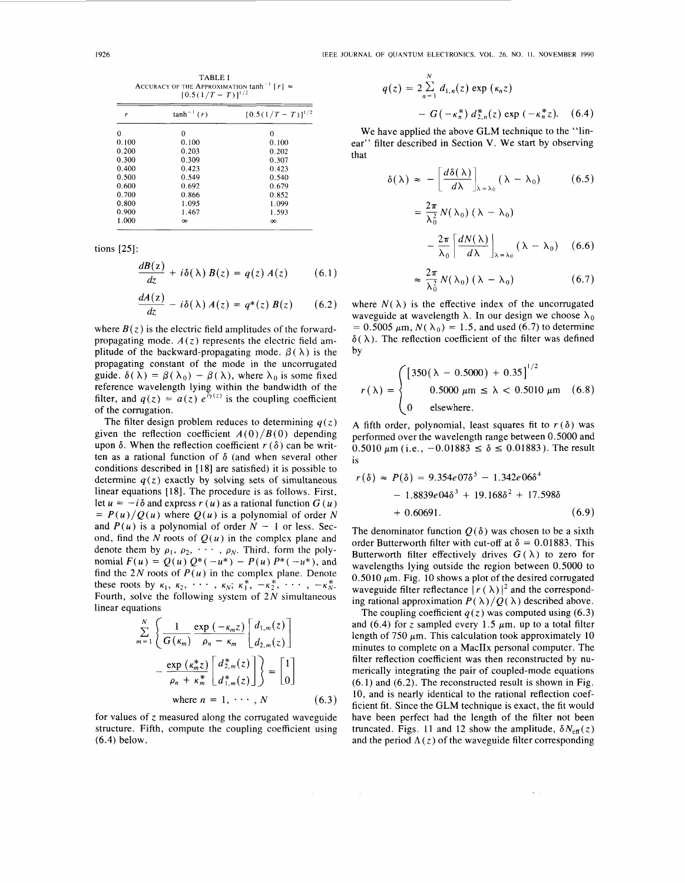TABLE I
ACCURACY OF THE APPROXIMATION $\tanh^{-1}[r] \approx [0.5(1/T - T)]^{1/2}$

| $r$ | $\tanh^{-1}(r)$ | $[0.5(1/T - T)]^{1/2}$ |
|---|---|---|
| 0 | 0 | 0 |
| 0.100 | 0.100 | 0.100 |
| 0.200 | 0.203 | 0.202 |
| 0.300 | 0.309 | 0.307 |
| 0.400 | 0.423 | 0.423 |
| 0.500 | 0.549 | 0.540 |
| 0.600 | 0.692 | 0.679 |
| 0.700 | 0.866 | 0.852 |
| 0.800 | 1.095 | 1.099 |
| 0.900 | 1.467 | 1.593 |
| 1.000 | $\infty$ | $\infty$ |

tions [25]:

$$\frac{dB(z)}{dz} + i\delta(\lambda)\, B(z) = q(z)\, A(z) \tag{6.1}$$

$$\frac{dA(z)}{dz} - i\delta(\lambda)\, A(z) = q^*(z)\, B(z) \tag{6.2}$$

where $B(z)$ is the electric field amplitudes of the forward-propagating mode. $A(z)$ represents the electric field amplitude of the backward-propagating mode. $\beta(\lambda)$ is the propagating constant of the mode in the uncorrugated guide. $\delta(\lambda) = \beta(\lambda_0) - \beta(\lambda)$, where $\lambda_0$ is some fixed reference wavelength lying within the bandwidth of the filter, and $q(z) = a(z)\, e^{i\gamma(z)}$ is the coupling coefficient of the corrugation.

The filter design problem reduces to determining $q(z)$ given the reflection coefficient $A(0)/B(0)$ depending upon $\delta$. When the reflection coefficient $r(\delta)$ can be written as a rational function of $\delta$ (and when several other conditions described in [18] are satisfied) it is possible to determine $q(z)$ exactly by solving sets of simultaneous linear equations [18]. The procedure is as follows. First, let $u = -i\delta$ and express $r(u)$ as a rational function $G(u) = P(u)/Q(u)$ where $Q(u)$ is a polynomial of order $N$ and $P(u)$ is a polynomial of order $N - 1$ or less. Second, find the $N$ roots of $Q(u)$ in the complex plane and denote them by $\rho_1, \rho_2, \cdots, \rho_N$. Third, form the polynomial $F(u) = Q(u)\, Q^*(-u^*) - P(u)\, P^*(-u^*)$, and find the $2N$ roots of $P(u)$ in the complex plane. Denote these roots by $\kappa_1, \kappa_2, \cdots, \kappa_N; \kappa_1^*, -\kappa_2^*, \cdots, -\kappa_N^*$. Fourth, solve the following system of $2N$ simultaneous linear equations

$$\sum_{m=1}^{N} \left\{ \frac{1}{G(\kappa_m)} \frac{\exp(-\kappa_m z)}{\rho_n - \kappa_m} \begin{bmatrix} d_{1,m}(z) \\ d_{2,m}(z) \end{bmatrix} - \frac{\exp(\kappa_m^* z)}{\rho_n + \kappa_m^*} \begin{bmatrix} d_{2,m}^*(z) \\ d_{1,m}^*(z) \end{bmatrix} \right\} = \begin{bmatrix} 1 \\ 0 \end{bmatrix}$$

$$\text{where } n = 1, \cdots, N \tag{6.3}$$

for values of $z$ measured along the corrugated waveguide structure. Fifth, compute the coupling coefficient using (6.4) below.

$$q(z) = 2 \sum_{n=1}^{N} d_{1,n}(z) \exp(\kappa_n z) - G(-\kappa_n^*)\, d_{2,n}^*(z) \exp(-\kappa_n^* z). \tag{6.4}$$

We have applied the above GLM technique to the "linear" filter described in Section V. We start by observing that

$$\delta(\lambda) \approx -\left[\frac{d\delta(\lambda)}{d\lambda}\right]_{\lambda=\lambda_0} (\lambda - \lambda_0) \tag{6.5}$$

$$= \frac{2\pi}{\lambda_0^2} N(\lambda_0)(\lambda - \lambda_0) - \frac{2\pi}{\lambda_0}\left[\frac{dN(\lambda)}{d\lambda}\right]_{\lambda=\lambda_0} (\lambda - \lambda_0) \tag{6.6}$$

$$\approx \frac{2\pi}{\lambda_0^2} N(\lambda_0)(\lambda - \lambda_0) \tag{6.7}$$

where $N(\lambda)$ is the effective index of the uncorrugated waveguide at wavelength $\lambda$. In our design we choose $\lambda_0 = 0.5005$ µm, $N(\lambda_0) = 1.5$, and used (6.7) to determine $\delta(\lambda)$. The reflection coefficient of the filter was defined by

$$r(\lambda) = \begin{cases} [350(\lambda - 0.5000) + 0.35]^{1/2} \\ \quad 0.5000\ \mu\text{m} \le \lambda < 0.5010\ \mu\text{m} \\ 0 \quad \text{elsewhere.} \end{cases} \tag{6.8}$$

A fifth order, polynomial, least squares fit to $r(\delta)$ was performed over the wavelength range between 0.5000 and 0.5010 µm (i.e., $-0.01883 \le \delta \le 0.01883$). The result is

$$r(\delta) \approx P(\delta) = 9.354e07\delta^5 - 1.342e06\delta^4 - 1.8839e04\delta^3 + 19.168\delta^2 + 17.598\delta + 0.60691. \tag{6.9}$$

The denominator function $Q(\delta)$ was chosen to be a sixth order Butterworth filter with cut-off at $\delta = 0.01883$. This Butterworth filter effectively drives $G(\lambda)$ to zero for wavelengths lying outside the region between 0.5000 to 0.5010 µm. Fig. 10 shows a plot of the desired corrugated waveguide filter reflectance $|r(\lambda)|^2$ and the corresponding rational approximation $P(\lambda)/Q(\lambda)$ described above.

The coupling coefficient $q(z)$ was computed using (6.3) and (6.4) for $z$ sampled every 1.5 µm, up to a total filter length of 750 µm. This calculation took approximately 10 minutes to complete on a MacIIx personal computer. The filter reflection coefficient was then reconstructed by numerically integrating the pair of coupled-mode equations (6.1) and (6.2). The reconstructed result is shown in Fig. 10, and is nearly identical to the rational reflection coefficient fit. Since the GLM technique is exact, the fit would have been perfect had the length of the filter not been truncated. Figs. 11 and 12 show the amplitude, $\delta N_{\text{eff}}(z)$ and the period $\Lambda(z)$ of the waveguide filter corresponding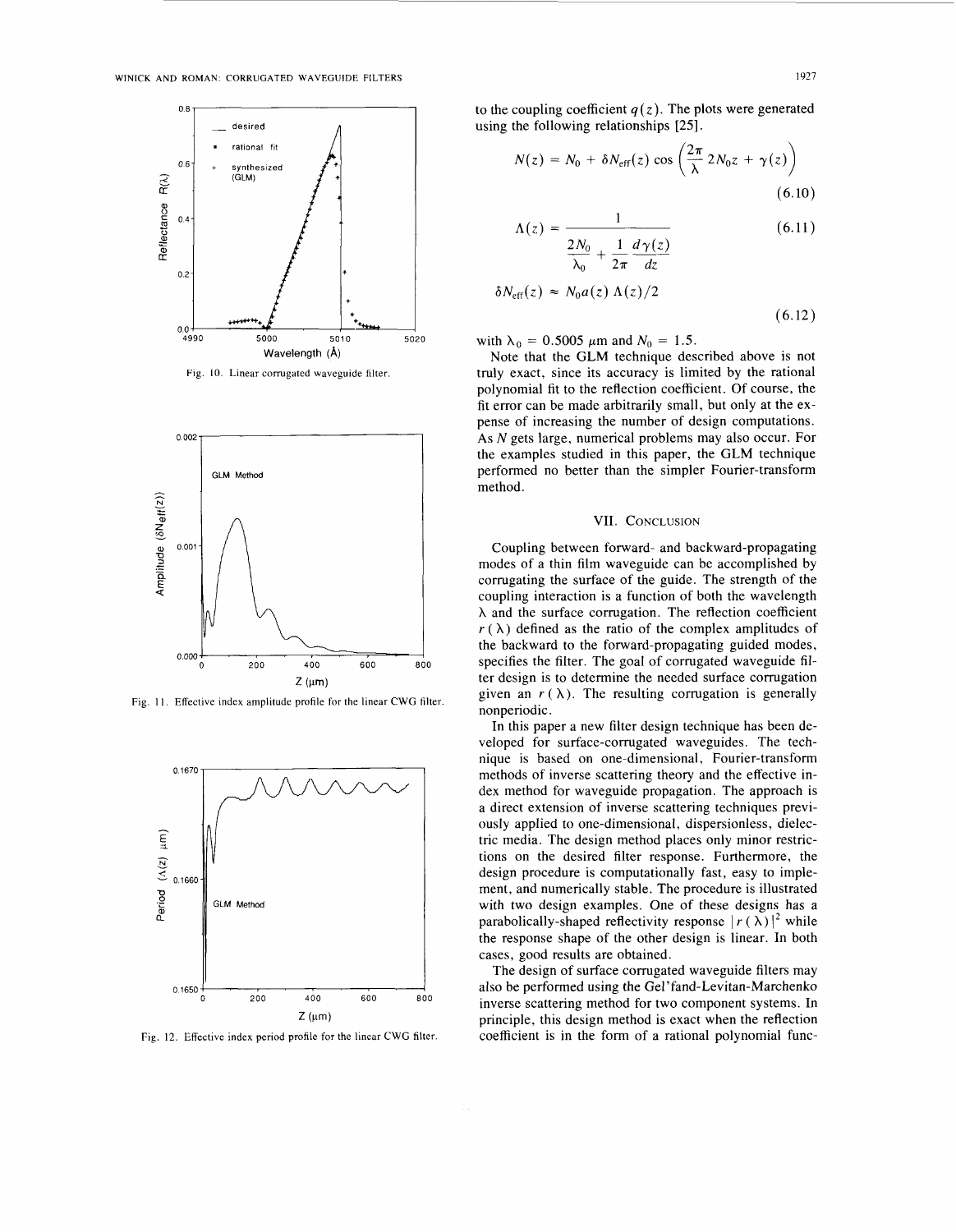Fig. 10. Linear corrugated waveguide filter.

Fig. 11. Effective index amplitude profile for the linear CWG filter.

Fig. 12. Effective index period profile for the linear CWG filter.

to the coupling coefficient $q(z)$. The plots were generated using the following relationships [25].

$$N(z) = N_0 + \delta N_{\text{eff}}(z) \cos\left(\frac{2\pi}{\lambda} 2N_0 z + \gamma(z)\right) \tag{6.10}$$

$$\Lambda(z) = \frac{1}{\dfrac{2N_0}{\lambda_0} + \dfrac{1}{2\pi}\dfrac{d\gamma(z)}{dz}} \tag{6.11}$$

$$\delta N_{\text{eff}}(z) \approx N_0 a(z)\, \Lambda(z)/2 \tag{6.12}$$

with $\lambda_0 = 0.5005$ μm and $N_0 = 1.5$.

Note that the GLM technique described above is not truly exact, since its accuracy is limited by the rational polynomial fit to the reflection coefficient. Of course, the fit error can be made arbitrarily small, but only at the expense of increasing the number of design computations. As $N$ gets large, numerical problems may also occur. For the examples studied in this paper, the GLM technique performed no better than the simpler Fourier-transform method.

## VII. Conclusion

Coupling between forward- and backward-propagating modes of a thin film waveguide can be accomplished by corrugating the surface of the guide. The strength of the coupling interaction is a function of both the wavelength $\lambda$ and the surface corrugation. The reflection coefficient $r(\lambda)$ defined as the ratio of the complex amplitudes of the backward to the forward-propagating guided modes, specifies the filter. The goal of corrugated waveguide filter design is to determine the needed surface corrugation given an $r(\lambda)$. The resulting corrugation is generally nonperiodic.

In this paper a new filter design technique has been developed for surface-corrugated waveguides. The technique is based on one-dimensional, Fourier-transform methods of inverse scattering theory and the effective index method for waveguide propagation. The approach is a direct extension of inverse scattering techniques previously applied to one-dimensional, dispersionless, dielectric media. The design method places only minor restrictions on the desired filter response. Furthermore, the design procedure is computationally fast, easy to implement, and numerically stable. The procedure is illustrated with two design examples. One of these designs has a parabolically-shaped reflectivity response $|r(\lambda)|^2$ while the response shape of the other design is linear. In both cases, good results are obtained.

The design of surface corrugated waveguide filters may also be performed using the Gel'fand-Levitan-Marchenko inverse scattering method for two component systems. In principle, this design method is exact when the reflection coefficient is in the form of a rational polynomial func-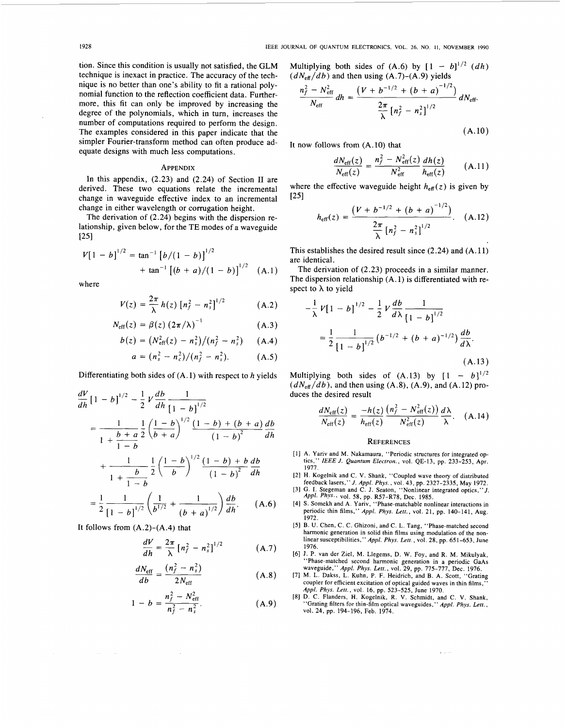tion. Since this condition is usually not satisfied, the GLM technique is inexact in practice. The accuracy of the technique is no better than one's ability to fit a rational polynomial function to the reflection coefficient data. Furthermore, this fit can only be improved by increasing the degree of the polynomials, which in turn, increases the number of computations required to perform the design. The examples considered in this paper indicate that the simpler Fourier-transform method can often produce adequate designs with much less computations.

## Appendix

In this appendix, (2.23) and (2.24) of Section II are derived. These two equations relate the incremental change in waveguide effective index to an incremental change in either wavelength or corrugation height.

The derivation of (2.24) begins with the dispersion relationship, given below, for the TE modes of a waveguide [25]

$$V[1-b]^{1/2} = \tan^{-1}[b/(1-b)]^{1/2} + \tan^{-1}[(b+a)/(1-b)]^{1/2} \quad \text{(A.1)}$$

where

$$V(z) = \frac{2\pi}{\lambda} h(z)\,[n_f^2 - n_s^2]^{1/2} \quad \text{(A.2)}$$

$$N_{\text{eff}}(z) = \beta(z)\,(2\pi/\lambda)^{-1} \quad \text{(A.3)}$$

$$b(z) = (N_{\text{eff}}^2(z) - n_s^2)/(n_f^2 - n_s^2) \quad \text{(A.4)}$$

$$a = (n_s^2 - n_c^2)/(n_f^2 - n_s^2). \quad \text{(A.5)}$$

Differentiating both sides of (A.1) with respect to $h$ yields

$$\begin{aligned}
&\frac{dV}{dh}[1-b]^{1/2} - \frac{1}{2} V \frac{db}{dh} \frac{1}{[1-b]^{1/2}} \\
&= \frac{1}{1+\frac{b+a}{1-b}} \frac{1}{2}\left(\frac{1-b}{b+a}\right)^{1/2} \frac{(1-b)+(b+a)}{(1-b)^2} \frac{db}{dh} \\
&\quad + \frac{1}{1+\frac{b}{1-b}} \frac{1}{2}\left(\frac{1-b}{b}\right)^{1/2} \frac{(1-b)+b}{(1-b)^2} \frac{db}{dh} \\
&= \frac{1}{2} \frac{1}{[1-b]^{1/2}} \left(\frac{1}{b^{1/2}} + \frac{1}{(b+a)^{1/2}}\right) \frac{db}{dh}.
\end{aligned} \quad \text{(A.6)}$$

It follows from (A.2)–(A.4) that

$$\frac{dV}{dh} = \frac{2\pi}{\lambda}[n_f^2 - n_s^2]^{1/2} \quad \text{(A.7)}$$

$$\frac{dN_{\text{eff}}}{db} = \frac{(n_f^2 - n_s^2)}{2N_{\text{eff}}} \quad \text{(A.8)}$$

$$1 - b = \frac{n_f^2 - N_{\text{eff}}^2}{n_f^2 - n_s^2}. \quad \text{(A.9)}$$

Multiplying both sides of (A.6) by $[1-b]^{1/2}\,(dh)\,(dN_{\text{eff}}/db)$ and then using (A.7)–(A.9) yields

$$\frac{n_f^2 - N_{\text{eff}}^2}{N_{\text{eff}}} dh = \frac{\left(V + b^{-1/2} + (b+a)^{-1/2}\right)}{\frac{2\pi}{\lambda}[n_f^2 - n_s^2]^{1/2}} dN_{\text{eff}}. \quad \text{(A.10)}$$

It now follows from (A.10) that

$$\frac{dN_{\text{eff}}(z)}{N_{\text{eff}}(z)} = \frac{n_f^2 - N_{\text{eff}}^2(z)}{N_{\text{eff}}^2} \frac{dh(z)}{h_{\text{eff}}(z)} \quad \text{(A.11)}$$

where the effective waveguide height $h_{\text{eff}}(z)$ is given by [25]

$$h_{\text{eff}}(z) = \frac{\left(V + b^{-1/2} + (b+a)^{-1/2}\right)}{\frac{2\pi}{\lambda}[n_f^2 - n_s^2]^{1/2}}. \quad \text{(A.12)}$$

This establishes the desired result since (2.24) and (A.11) are identical.

The derivation of (2.23) proceeds in a similar manner. The dispersion relationship (A.1) is differentiated with respect to $\lambda$ to yield

$$-\frac{1}{\lambda} V[1-b]^{1/2} - \frac{1}{2} V \frac{db}{d\lambda} \frac{1}{[1-b]^{1/2}} = \frac{1}{2} \frac{1}{[1-b]^{1/2}} \left(b^{-1/2} + (b+a)^{-1/2}\right) \frac{db}{d\lambda}. \quad \text{(A.13)}$$

Multiplying both sides of (A.13) by $[1-b]^{1/2}$ $(dN_{\text{eff}}/db)$, and then using (A.8), (A.9), and (A.12) produces the desired result

$$\frac{dN_{\text{eff}}(z)}{N_{\text{eff}}(z)} = \frac{-h(z)}{h_{\text{eff}}(z)} \frac{\left(n_f^2 - N_{\text{eff}}^2(z)\right)}{N_{\text{eff}}^2(z)} \frac{d\lambda}{\lambda}. \quad \text{(A.14)}$$

## References

[1] A. Yariv and M. Nakamaura, "Periodic structures for integrated optics," *IEEE J. Quantum Electron.*, vol. QE-13, pp. 233–253, Apr. 1977.

[2] H. Kogelnik and C. V. Shank, "Coupled wave theory of distributed feedback lasers," *J. Appl. Phys.*, vol. 43, pp. 2327–2335, May 1972.

[3] G. I. Stegeman and C. J. Seaton, "Nonlinear integrated optics," *J. Appl. Phys.*, vol. 58, pp. R57–R78, Dec. 1985.

[4] S. Somekh and A. Yariv, "Phase-matchable nonlinear interactions in periodic thin films," *Appl. Phys. Lett.*, vol. 21, pp. 140–141, Aug. 1972.

[5] B. U. Chen, C. C. Ghizoni, and C. L. Tang, "Phase-matched second harmonic generation in solid thin films using modulation of the nonlinear susceptibilities," *Appl. Phys. Lett.*, vol. 28, pp. 651–653, June 1976.

[6] J. P. van der Ziel, M. Llegems, D. W. Foy, and R. M. Mikulyak, "Phase-matched second harmonic generation in a periodic GaAs waveguide," *Appl. Phys. Lett.*, vol. 29, pp. 775–777, Dec. 1976.

[7] M. L. Dakss, L. Kuhn, P. F. Heidrich, and B. A. Scott, "Grating coupler for efficient excitation of optical guided waves in thin films," *Appl. Phys. Lett.*, vol. 16, pp. 523–525, June 1970.

[8] D. C. Flanders, H. Kogelnik, R. V. Schmidt, and C. V. Shank, "Grating filters for thin-film optical waveguides," *Appl. Phys. Lett.*, vol. 24, pp. 194–196, Feb. 1974.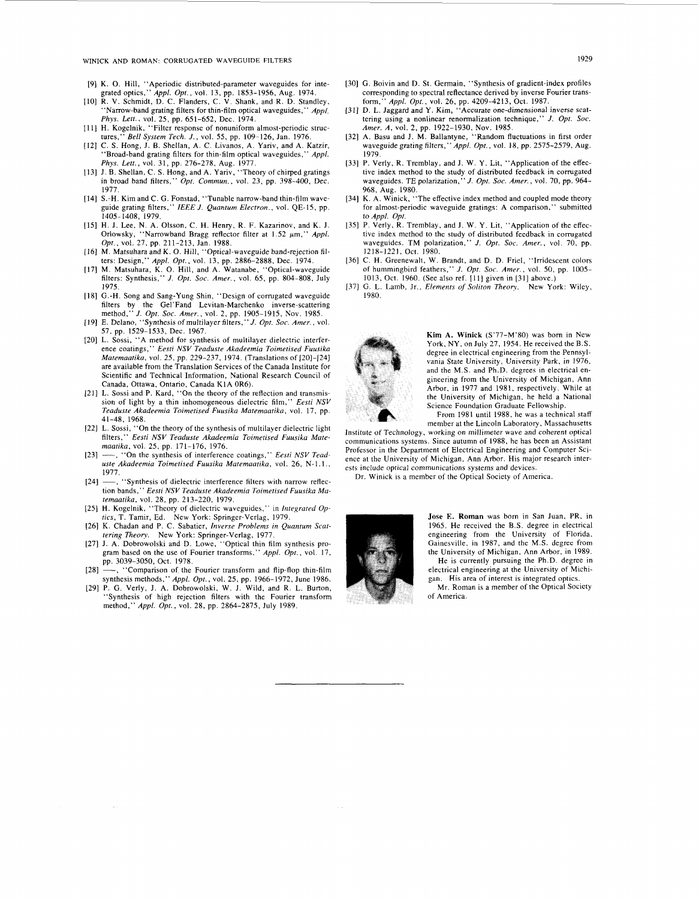[9] K. O. Hill, "Aperiodic distributed-parameter waveguides for integrated optics," *Appl. Opt.*, vol. 13, pp. 1853–1956, Aug. 1974.

[10] R. V. Schmidt, D. C. Flanders, C. V. Shank, and R. D. Standley, "Narrow-band grating filters for thin-film optical waveguides," *Appl. Phys. Lett.*, vol. 25, pp. 651–652, Dec. 1974.

[11] H. Kogelnik, "Filter response of nonuniform almost-periodic structures," *Bell System Tech. J.*, vol. 55, pp. 109–126, Jan. 1976.

[12] C. S. Hong, J. B. Shellan, A. C. Livanos, A. Yariv, and A. Katzir, "Broad-band grating filters for thin-film optical waveguides," *Appl. Phys. Lett.*, vol. 31, pp. 276–278, Aug. 1977.

[13] J. B. Shellan, C. S. Hong, and A. Yariv, "Theory of chirped gratings in broad band filters," *Opt. Commun.*, vol. 23, pp. 398–400, Dec. 1977.

[14] S.-H. Kim and C. G. Fonstad, "Tunable narrow-band thin-film waveguide grating filters," *IEEE J. Quantum Electron.*, vol. QE-15, pp. 1405–1408, 1979.

[15] H. J. Lee, N. A. Olsson, C. H. Henry, R. F. Kazarinov, and K. J. Orlowsky, "Narrowband Bragg reflector filter at 1.52 μm," *Appl. Opt.*, vol. 27, pp. 211–213, Jan. 1988.

[16] M. Matsuhara and K. O. Hill, "Optical-waveguide band-rejection filters: Design," *Appl. Opt.*, vol. 13, pp. 2886–2888, Dec. 1974.

[17] M. Matsuhara, K. O. Hill, and A. Watanabe, "Optical-waveguide filters: Synthesis," *J. Opt. Soc. Amer.*, vol. 65, pp. 804–808, July 1975.

[18] G.-H. Song and Sang-Yung Shin, "Design of corrugated waveguide filters by the Gel'Fand Levitan-Marchenko inverse-scattering method," *J. Opt. Soc. Amer.*, vol. 2, pp. 1905–1915, Nov. 1985.

[19] E. Delano, "Synthesis of multilayer filters," *J. Opt. Soc. Amer.*, vol. 57, pp. 1529–1533, Dec. 1967.

[20] L. Sossi, "A method for synthesis of multilayer dielectric interference coatings," *Eesti NSV Teaduste Akadeemia Toimetised Fuusika Matemaatika*, vol. 25, pp. 229–237, 1974. (Translations of [20]–[24] are available from the Translation Services of the Canada Institute for Scientific and Technical Information, National Research Council of Canada, Ottawa, Ontario, Canada K1A 0R6).

[21] L. Sossi and P. Kard, "On the theory of the reflection and transmission of light by a thin inhomogeneous dielectric film," *Eesti NSV Teaduste Akadeemia Toimetised Fuusika Matemaatika*, vol. 17, pp. 41–48, 1968.

[22] L. Sossi, "On the theory of the synthesis of multilayer dielectric light filters," *Eesti NSV Teaduste Akadeemia Toimetised Fuusika Matemaatika*, vol. 25, pp. 171–176, 1976.

[23] —, "On the synthesis of interference coatings," *Eesti NSV Teaduste Akadeemia Toimetised Fuusika Matemaatika*, vol. 26, N-1.1., 1977.

[24] —, "Synthesis of dielectric interference filters with narrow reflection bands," *Eesti NSV Teaduste Akadeemia Toimetised Fuusika Matemaatika*, vol. 28, pp. 213–220, 1979.

[25] H. Kogelnik, "Theory of dielectric waveguides," in *Integrated Optics*, T. Tamir, Ed. New York: Springer-Verlag, 1979.

[26] K. Chadan and P. C. Sabatier, *Inverse Problems in Quantum Scattering Theory*. New York: Springer-Verlag, 1977.

[27] J. A. Dobrowolski and D. Lowe, "Optical thin film synthesis program based on the use of Fourier transforms," *Appl. Opt.*, vol. 17, pp. 3039–3050, Oct. 1978.

[28] —, "Comparison of the Fourier transform and flip-flop thin-film synthesis methods," *Appl. Opt.*, vol. 25, pp. 1966–1972, June 1986.

[29] P. G. Verly, J. A. Dobrowolski, W. J. Wild, and R. L. Burton, "Synthesis of high rejection filters with the Fourier transform method," *Appl. Opt.*, vol. 28, pp. 2864–2875, July 1989.

[30] G. Boivin and D. St. Germain, "Synthesis of gradient-index profiles corresponding to spectral reflectance derived by inverse Fourier transform," *Appl. Opt.*, vol. 26, pp. 4209–4213, Oct. 1987.

[31] D. L. Jaggard and Y. Kim, "Accurate one-dimensional inverse scattering using a nonlinear renormalization technique," *J. Opt. Soc. Amer. A*, vol. 2, pp. 1922–1930, Nov. 1985.

[32] A. Basu and J. M. Ballantyne, "Random fluctuations in first order waveguide grating filters," *Appl. Opt.*, vol. 18, pp. 2575–2579, Aug. 1979.

[33] P. Verly, R. Tremblay, and J. W. Y. Lit, "Application of the effective index method to the study of distributed feedback in corrugated waveguides. TE polarization," *J. Opt. Soc. Amer.*, vol. 70, pp. 964–968, Aug. 1980.

[34] K. A. Winick, "The effective index method and coupled mode theory for almost-periodic waveguide gratings: A comparison," submitted to *Appl. Opt.*

[35] P. Verly, R. Tremblay, and J. W. Y. Lit, "Application of the effective index method to the study of distributed feedback in corrugated waveguides. TM polarization," *J. Opt. Soc. Amer.*, vol. 70, pp. 1218–1221, Oct. 1980.

[36] C. H. Greenewalt, W. Brandt, and D. D. Friel, "Irridescent colors of hummingbird feathers," *J. Opt. Soc. Amer.*, vol. 50, pp. 1005–1013, Oct. 1960. (See also ref. [11] given in [31] above.)

[37] G. L. Lamb, Jr., *Elements of Soliton Theory*. New York: Wiley, 1980.

**Kim A. Winick** (S'77–M'80) was born in New York, NY, on July 27, 1954. He received the B.S. degree in electrical engineering from the Pennsylvania State University, University Park, in 1976, and the M.S. and Ph.D. degrees in electrical engineering from the University of Michigan, Ann Arbor, in 1977 and 1981, respectively. While at the University of Michigan, he held a National Science Foundation Graduate Fellowship.

From 1981 until 1988, he was a technical staff member at the Lincoln Laboratory, Massachusetts Institute of Technology, working on millimeter wave and coherent optical communications systems. Since autumn of 1988, he has been an Assistant Professor in the Department of Electrical Engineering and Computer Science at the University of Michigan, Ann Arbor. His major research interests include optical communications systems and devices.

Dr. Winick is a member of the Optical Society of America.

**Jose E. Roman** was born in San Juan, PR, in 1965. He received the B.S. degree in electrical engineering from the University of Florida, Gainesville, in 1987, and the M.S. degree from the University of Michigan, Ann Arbor, in 1989.

He is currently pursuing the Ph.D. degree in electrical engineering at the University of Michigan. His area of interest is integrated optics.

Mr. Roman is a member of the Optical Society of America.